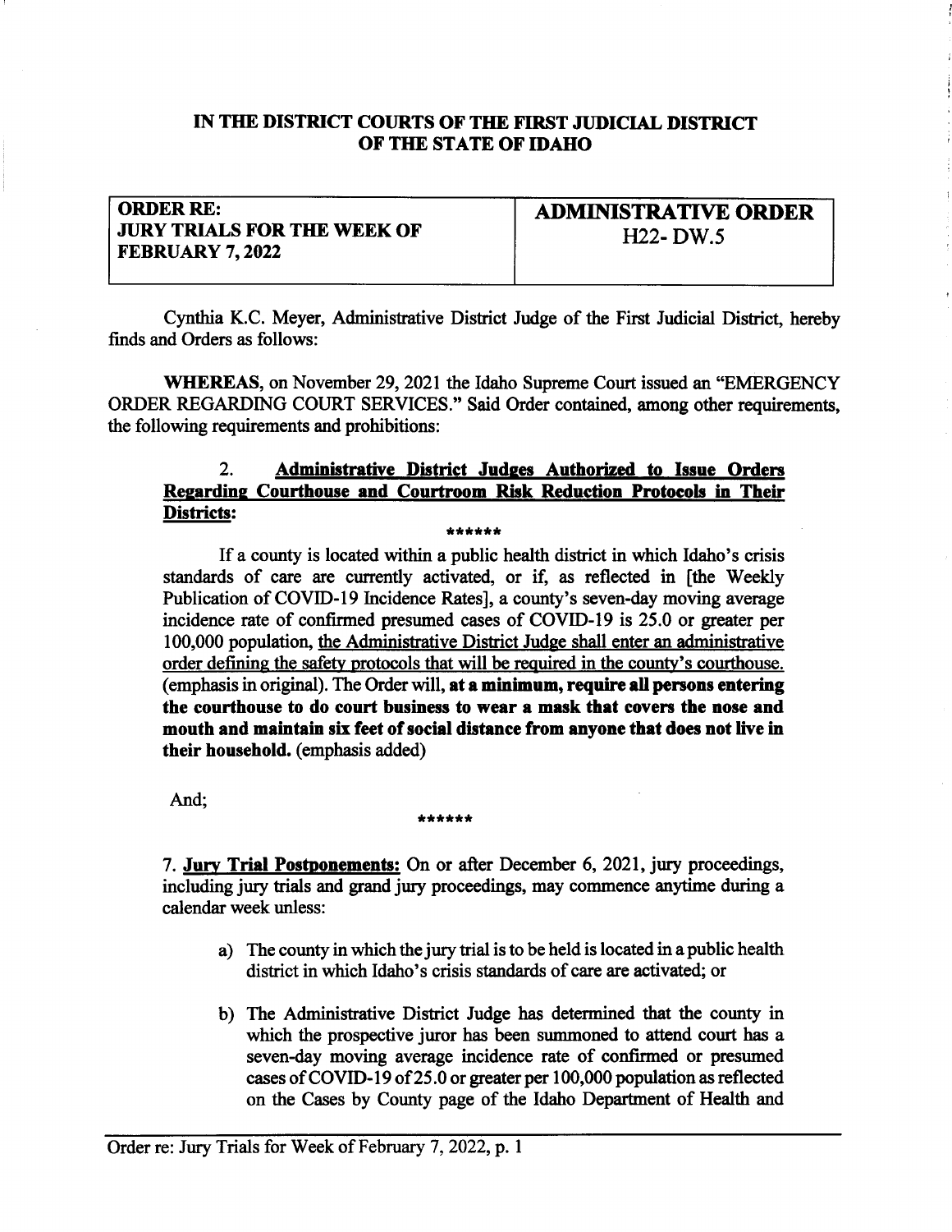# IN THE DISTRICT COURTS OF THE FIRST JUDICIAL DISTRICT OF THE STATE OF IDAHO

| ORDER RE: JURY TRIALS FOR THE WEEK OF FEBRUARY 7, 2022 | ADMINISTRATIVE ORDER H22- DW.5 |
| --- | --- |

Cynthia K.C. Meyer, Administrative District Judge of the First Judicial District, hereby finds and Orders as follows:

**WHEREAS**, on November 29, 2021 the Idaho Supreme Court issued an "EMERGENCY ORDER REGARDING COURT SERVICES." Said Order contained, among other requirements, the following requirements and prohibitions:

> 2. **Administrative District Judges Authorized to Issue Orders Regarding Courthouse and Courtroom Risk Reduction Protocols in Their Districts:**
>
> ******
>
> If a county is located within a public health district in which Idaho's crisis standards of care are currently activated, or if, as reflected in [the Weekly Publication of COVID-19 Incidence Rates], a county's seven-day moving average incidence rate of confirmed presumed cases of COVID-19 is 25.0 or greater per 100,000 population, the Administrative District Judge shall enter an administrative order defining the safety protocols that will be required in the county's courthouse. (emphasis in original). The Order will, **at a minimum, require all persons entering the courthouse to do court business to wear a mask that covers the nose and mouth and maintain six feet of social distance from anyone that does not live in their household.** (emphasis added)

And;

******

7. **Jury Trial Postponements:** On or after December 6, 2021, jury proceedings, including jury trials and grand jury proceedings, may commence anytime during a calendar week unless:

a) The county in which the jury trial is to be held is located in a public health district in which Idaho's crisis standards of care are activated; or

b) The Administrative District Judge has determined that the county in which the prospective juror has been summoned to attend court has a seven-day moving average incidence rate of confirmed or presumed cases of COVID-19 of 25.0 or greater per 100,000 population as reflected on the Cases by County page of the Idaho Department of Health and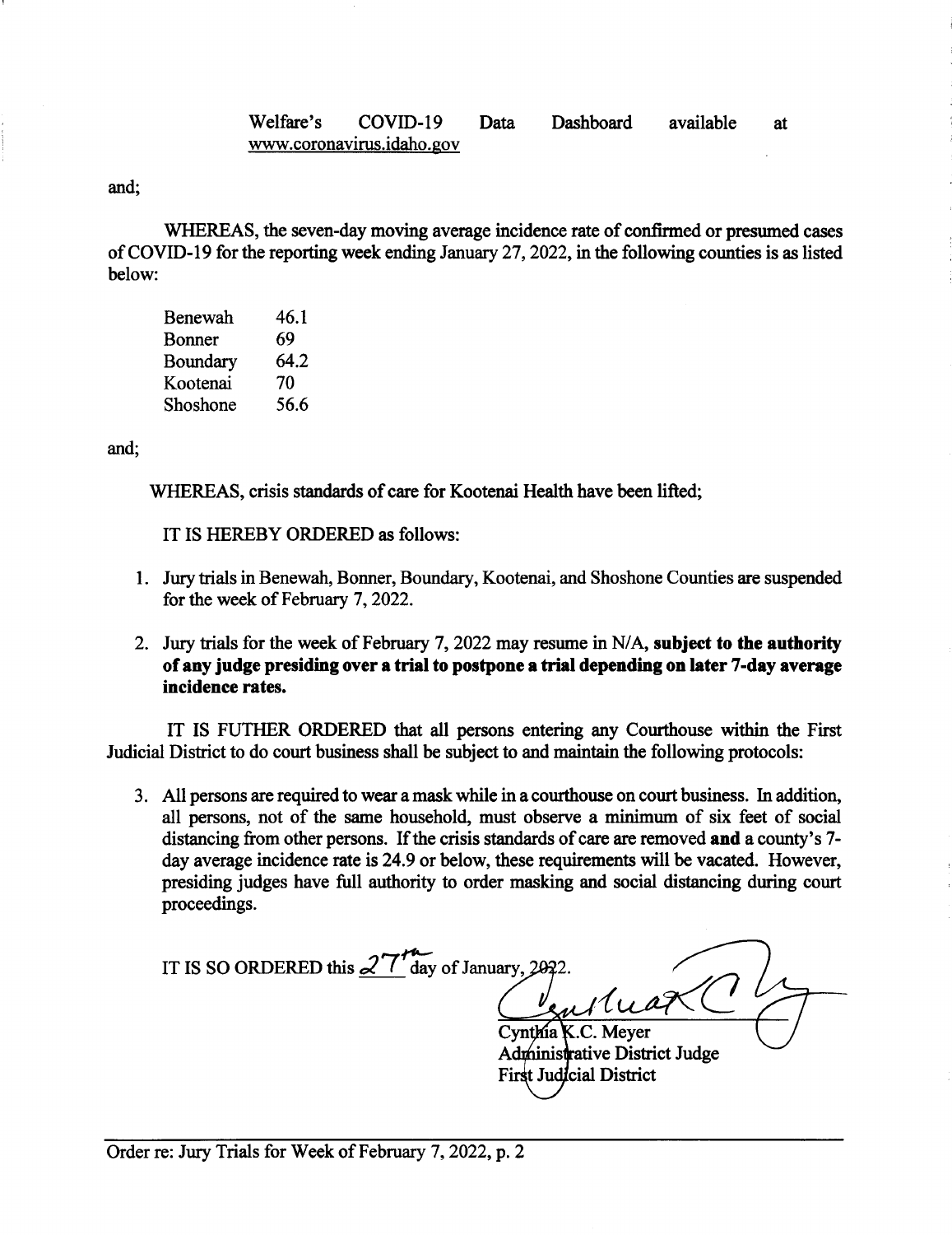Welfare's COVID-19 Data Dashboard available at www.coronavirus.idaho.gov

and;

WHEREAS, the seven-day moving average incidence rate of confirmed or presumed cases of COVID-19 for the reporting week ending January 27, 2022, in the following counties is as listed below:

| | |
|---|---|
| Benewah | 46.1 |
| Bonner | 69 |
| Boundary | 64.2 |
| Kootenai | 70 |
| Shoshone | 56.6 |

and;

WHEREAS, crisis standards of care for Kootenai Health have been lifted;

IT IS HEREBY ORDERED as follows:

1. Jury trials in Benewah, Bonner, Boundary, Kootenai, and Shoshone Counties are suspended for the week of February 7, 2022.

2. Jury trials for the week of February 7, 2022 may resume in N/A, **subject to the authority of any judge presiding over a trial to postpone a trial depending on later 7-day average incidence rates.**

IT IS FUTHER ORDERED that all persons entering any Courthouse within the First Judicial District to do court business shall be subject to and maintain the following protocols:

3. All persons are required to wear a mask while in a courthouse on court business. In addition, all persons, not of the same household, must observe a minimum of six feet of social distancing from other persons. If the crisis standards of care are removed **and** a county's 7-day average incidence rate is 24.9 or below, these requirements will be vacated. However, presiding judges have full authority to order masking and social distancing during court proceedings.

IT IS SO ORDERED this 27th day of January, 2022.

Cynthia K.C. Meyer
Administrative District Judge
First Judicial District

Order re: Jury Trials for Week of February 7, 2022, p. 2